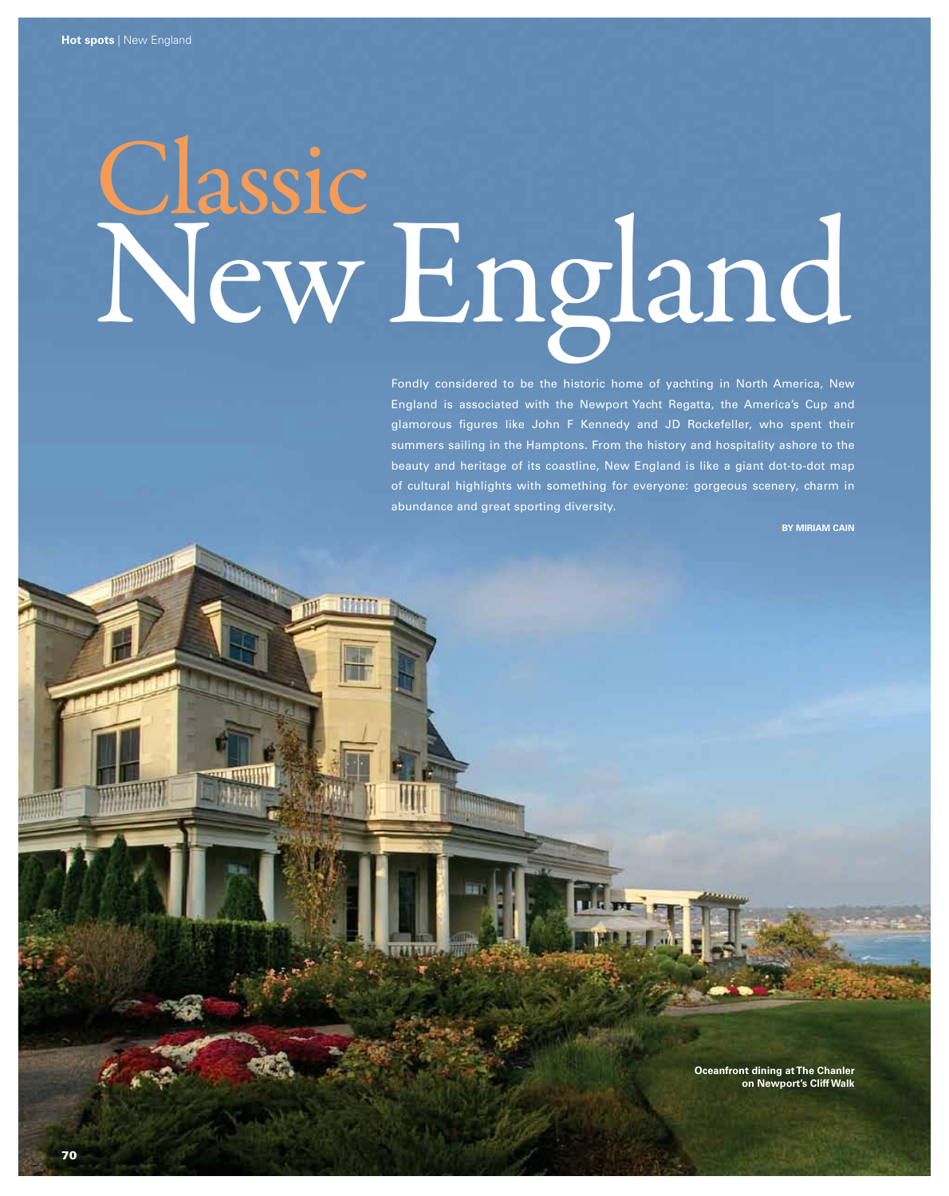# Classic New England

Fondly considered to be the historic home of yachting in North America, New England is associated with the Newport Yacht Regatta, the America's Cup and glamorous figures like John F Kennedy and JD Rockefeller, who spent their summers sailing in the Hamptons. From the history and hospitality ashore to the beauty and heritage of its coastline, New England is like a giant dot-to-dot map of cultural highlights with something for everyone: gorgeous scenery, charm in abundance and great sporting diversity.

**BY MIRIAM CAIN**

**Oceanfront dining at The Chanler on Newport's Cliff Walk**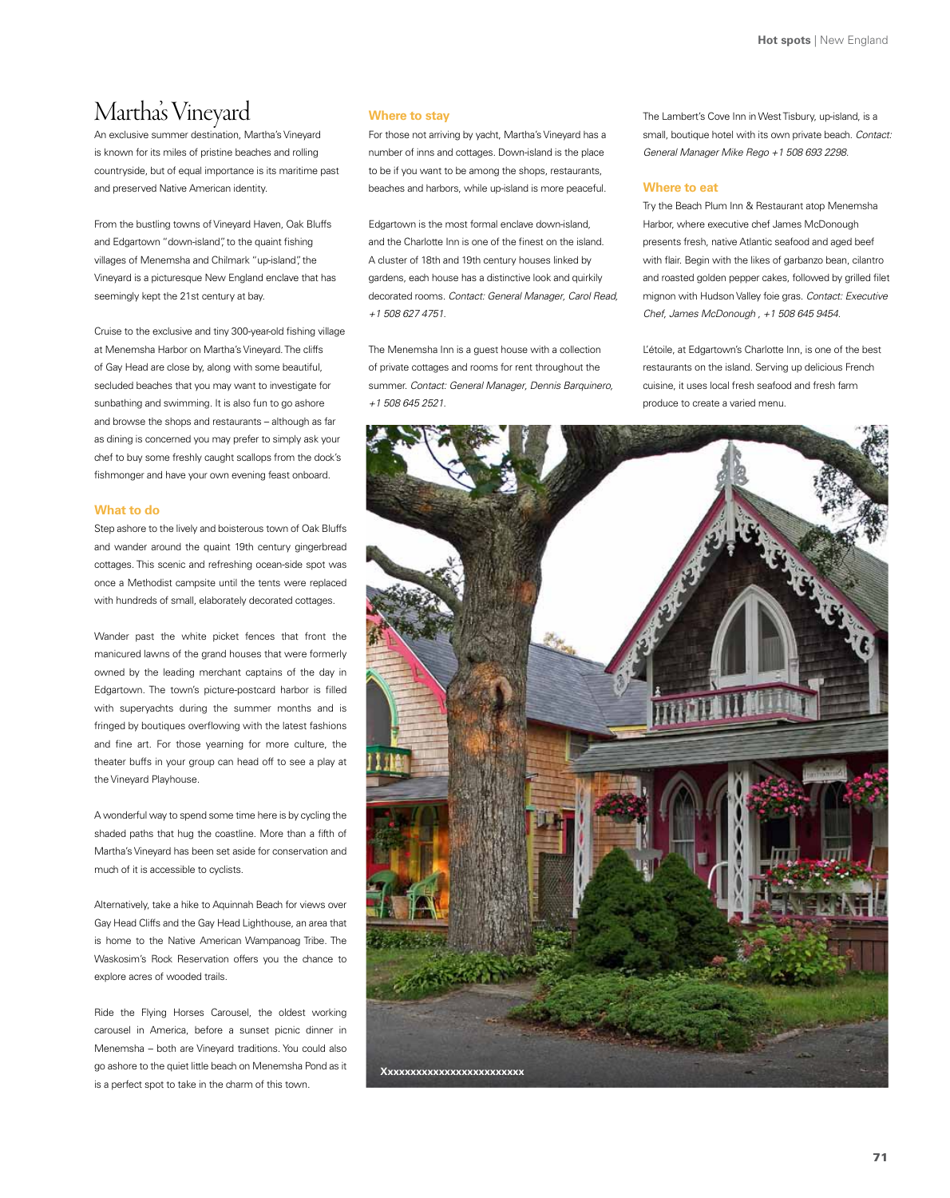# Martha's Vineyard

An exclusive summer destination, Martha's Vineyard is known for its miles of pristine beaches and rolling countryside, but of equal importance is its maritime past and preserved Native American identity.

From the bustling towns of Vineyard Haven, Oak Bluffs and Edgartown "down-island", to the quaint fishing villages of Menemsha and Chilmark "up-island", the Vineyard is a picturesque New England enclave that has seemingly kept the 21st century at bay.

Cruise to the exclusive and tiny 300-year-old fishing village at Menemsha Harbor on Martha's Vineyard. The cliffs of Gay Head are close by, along with some beautiful, secluded beaches that you may want to investigate for sunbathing and swimming. It is also fun to go ashore and browse the shops and restaurants – although as far as dining is concerned you may prefer to simply ask your chef to buy some freshly caught scallops from the dock's fishmonger and have your own evening feast onboard.

## What to do

Step ashore to the lively and boisterous town of Oak Bluffs and wander around the quaint 19th century gingerbread cottages. This scenic and refreshing ocean-side spot was once a Methodist campsite until the tents were replaced with hundreds of small, elaborately decorated cottages.

Wander past the white picket fences that front the manicured lawns of the grand houses that were formerly owned by the leading merchant captains of the day in Edgartown. The town's picture-postcard harbor is filled with superyachts during the summer months and is fringed by boutiques overflowing with the latest fashions and fine art. For those yearning for more culture, the theater buffs in your group can head off to see a play at the Vineyard Playhouse.

A wonderful way to spend some time here is by cycling the shaded paths that hug the coastline. More than a fifth of Martha's Vineyard has been set aside for conservation and much of it is accessible to cyclists.

Alternatively, take a hike to Aquinnah Beach for views over Gay Head Cliffs and the Gay Head Lighthouse, an area that is home to the Native American Wampanoag Tribe. The Waskosim's Rock Reservation offers you the chance to explore acres of wooded trails.

Ride the Flying Horses Carousel, the oldest working carousel in America, before a sunset picnic dinner in Menemsha – both are Vineyard traditions. You could also go ashore to the quiet little beach on Menemsha Pond as it is a perfect spot to take in the charm of this town.

## Where to stay

For those not arriving by yacht, Martha's Vineyard has a number of inns and cottages. Down-island is the place to be if you want to be among the shops, restaurants, beaches and harbors, while up-island is more peaceful.

Edgartown is the most formal enclave down-island, and the Charlotte Inn is one of the finest on the island. A cluster of 18th and 19th century houses linked by gardens, each house has a distinctive look and quirkily decorated rooms. *Contact: General Manager, Carol Read, +1 508 627 4751.*

The Menemsha Inn is a guest house with a collection of private cottages and rooms for rent throughout the summer. *Contact: General Manager, Dennis Barquinero, +1 508 645 2521.*

The Lambert's Cove Inn in West Tisbury, up-island, is a small, boutique hotel with its own private beach. *Contact: General Manager Mike Rego +1 508 693 2298.*

## Where to eat

Try the Beach Plum Inn & Restaurant atop Menemsha Harbor, where executive chef James McDonough presents fresh, native Atlantic seafood and aged beef with flair. Begin with the likes of garbanzo bean, cilantro and roasted golden pepper cakes, followed by grilled filet mignon with Hudson Valley foie gras. *Contact: Executive Chef, James McDonough , +1 508 645 9454.*

L'étoile, at Edgartown's Charlotte Inn, is one of the best restaurants on the island. Serving up delicious French cuisine, it uses local fresh seafood and fresh farm produce to create a varied menu.

Xxxxxxxxxxxxxxxxxxxxxxxxx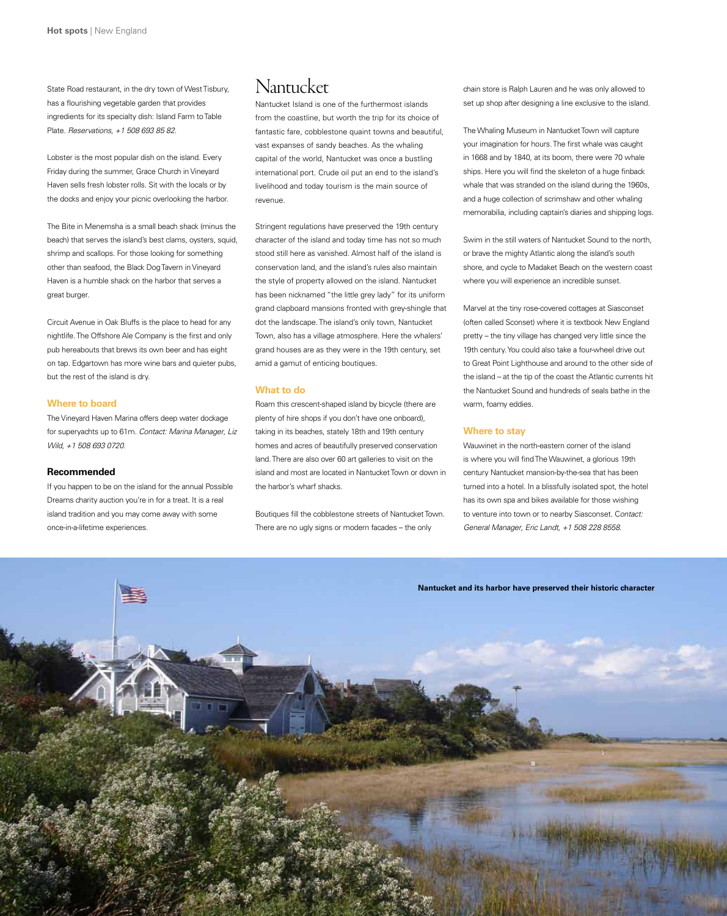State Road restaurant, in the dry town of West Tisbury, has a flourishing vegetable garden that provides ingredients for its specialty dish: Island Farm to Table Plate. *Reservations, +1 508 693 85 82.*

Lobster is the most popular dish on the island. Every Friday during the summer, Grace Church in Vineyard Haven sells fresh lobster rolls. Sit with the locals or by the docks and enjoy your picnic overlooking the harbor.

The Bite in Menemsha is a small beach shack (minus the beach) that serves the island's best clams, oysters, squid, shrimp and scallops. For those looking for something other than seafood, the Black Dog Tavern in Vineyard Haven is a humble shack on the harbor that serves a great burger.

Circuit Avenue in Oak Bluffs is the place to head for any nightlife. The Offshore Ale Company is the first and only pub hereabouts that brews its own beer and has eight on tap. Edgartown has more wine bars and quieter pubs, but the rest of the island is dry.

### Where to board

The Vineyard Haven Marina offers deep water dockage for superyachts up to 61m. *Contact: Marina Manager, Liz Wild, +1 508 693 0720.*

### Recommended

If you happen to be on the island for the annual Possible Dreams charity auction you're in for a treat. It is a real island tradition and you may come away with some once-in-a-lifetime experiences.

# Nantucket

Nantucket Island is one of the furthermost islands from the coastline, but worth the trip for its choice of fantastic fare, cobblestone quaint towns and beautiful, vast expanses of sandy beaches. As the whaling capital of the world, Nantucket was once a bustling international port. Crude oil put an end to the island's livelihood and today tourism is the main source of revenue.

Stringent regulations have preserved the 19th century character of the island and today time has not so much stood still here as vanished. Almost half of the island is conservation land, and the island's rules also maintain the style of property allowed on the island. Nantucket has been nicknamed "the little grey lady" for its uniform grand clapboard mansions fronted with grey-shingle that dot the landscape. The island's only town, Nantucket Town, also has a village atmosphere. Here the whalers' grand houses are as they were in the 19th century, set amid a gamut of enticing boutiques.

### What to do

Roam this crescent-shaped island by bicycle (there are plenty of hire shops if you don't have one onboard), taking in its beaches, stately 18th and 19th century homes and acres of beautifully preserved conservation land. There are also over 60 art galleries to visit on the island and most are located in Nantucket Town or down in the harbor's wharf shacks.

Boutiques fill the cobblestone streets of Nantucket Town. There are no ugly signs or modern facades – the only chain store is Ralph Lauren and he was only allowed to set up shop after designing a line exclusive to the island.

The Whaling Museum in Nantucket Town will capture your imagination for hours. The first whale was caught in 1668 and by 1840, at its boom, there were 70 whale ships. Here you will find the skeleton of a huge finback whale that was stranded on the island during the 1960s, and a huge collection of scrimshaw and other whaling memorabilia, including captain's diaries and shipping logs.

Swim in the still waters of Nantucket Sound to the north, or brave the mighty Atlantic along the island's south shore, and cycle to Madaket Beach on the western coast where you will experience an incredible sunset.

Marvel at the tiny rose-covered cottages at Siasconset (often called Sconset) where it is textbook New England pretty – the tiny village has changed very little since the 19th century. You could also take a four-wheel drive out to Great Point Lighthouse and around to the other side of the island – at the tip of the coast the Atlantic currents hit the Nantucket Sound and hundreds of seals bathe in the warm, foamy eddies.

### Where to stay

Wauwinet in the north-eastern corner of the island is where you will find The Wauwinet, a glorious 19th century Nantucket mansion-by-the-sea that has been turned into a hotel. In a blissfully isolated spot, the hotel has its own spa and bikes available for those wishing to venture into town or to nearby Siasconset. *Contact: General Manager, Eric Landt, +1 508 228 8558.*

**Nantucket and its harbor have preserved their historic character**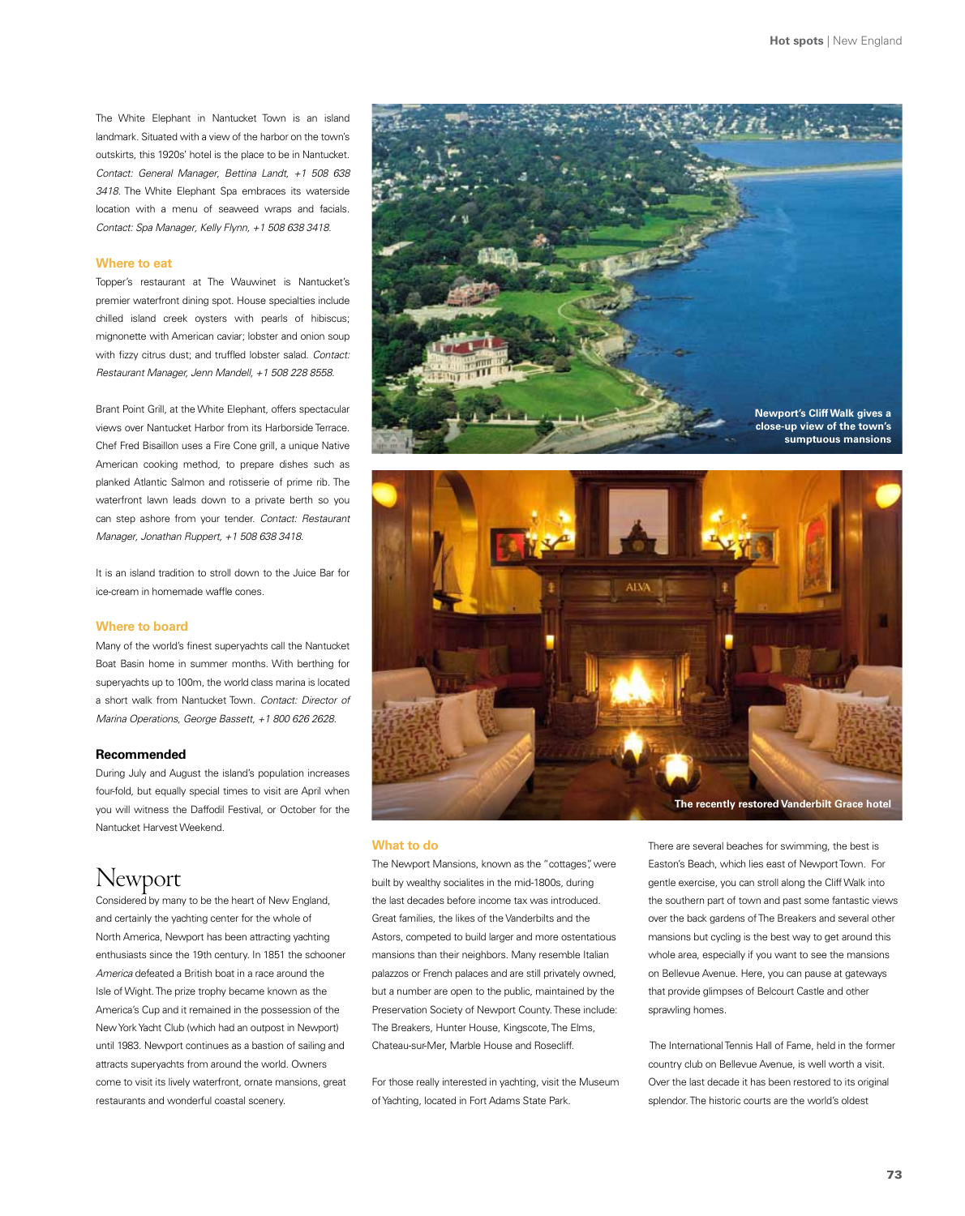The White Elephant in Nantucket Town is an island landmark. Situated with a view of the harbor on the town's outskirts, this 1920s' hotel is the place to be in Nantucket. *Contact: General Manager, Bettina Landt, +1 508 638 3418.* The White Elephant Spa embraces its waterside location with a menu of seaweed wraps and facials. *Contact: Spa Manager, Kelly Flynn, +1 508 638 3418.*

### Where to eat

Topper's restaurant at The Wauwinet is Nantucket's premier waterfront dining spot. House specialties include chilled island creek oysters with pearls of hibiscus; mignonette with American caviar; lobster and onion soup with fizzy citrus dust; and truffled lobster salad. *Contact: Restaurant Manager, Jenn Mandell, +1 508 228 8558.*

Brant Point Grill, at the White Elephant, offers spectacular views over Nantucket Harbor from its Harborside Terrace. Chef Fred Bisaillon uses a Fire Cone grill, a unique Native American cooking method, to prepare dishes such as planked Atlantic Salmon and rotisserie of prime rib. The waterfront lawn leads down to a private berth so you can step ashore from your tender. *Contact: Restaurant Manager, Jonathan Ruppert, +1 508 638 3418.*

It is an island tradition to stroll down to the Juice Bar for ice-cream in homemade waffle cones.

### Where to board

Many of the world's finest superyachts call the Nantucket Boat Basin home in summer months. With berthing for superyachts up to 100m, the world class marina is located a short walk from Nantucket Town. *Contact: Director of Marina Operations, George Bassett, +1 800 626 2628.*

### Recommended

During July and August the island's population increases four-fold, but equally special times to visit are April when you will witness the Daffodil Festival, or October for the Nantucket Harvest Weekend.

## Newport

Considered by many to be the heart of New England, and certainly the yachting center for the whole of North America, Newport has been attracting yachting enthusiasts since the 19th century. In 1851 the schooner *America* defeated a British boat in a race around the Isle of Wight. The prize trophy became known as the America's Cup and it remained in the possession of the New York Yacht Club (which had an outpost in Newport) until 1983. Newport continues as a bastion of sailing and attracts superyachts from around the world. Owners come to visit its lively waterfront, ornate mansions, great restaurants and wonderful coastal scenery.

**Newport's Cliff Walk gives a close-up view of the town's sumptuous mansions**

**The recently restored Vanderbilt Grace hotel**

### What to do

The Newport Mansions, known as the "cottages", were built by wealthy socialites in the mid-1800s, during the last decades before income tax was introduced. Great families, the likes of the Vanderbilts and the Astors, competed to build larger and more ostentatious mansions than their neighbors. Many resemble Italian palazzos or French palaces and are still privately owned, but a number are open to the public, maintained by the Preservation Society of Newport County. These include: The Breakers, Hunter House, Kingscote, The Elms, Chateau-sur-Mer, Marble House and Rosecliff.

For those really interested in yachting, visit the Museum of Yachting, located in Fort Adams State Park.

There are several beaches for swimming, the best is Easton's Beach, which lies east of Newport Town. For gentle exercise, you can stroll along the Cliff Walk into the southern part of town and past some fantastic views over the back gardens of The Breakers and several other mansions but cycling is the best way to get around this whole area, especially if you want to see the mansions on Bellevue Avenue. Here, you can pause at gateways that provide glimpses of Belcourt Castle and other sprawling homes.

The International Tennis Hall of Fame, held in the former country club on Bellevue Avenue, is well worth a visit. Over the last decade it has been restored to its original splendor. The historic courts are the world's oldest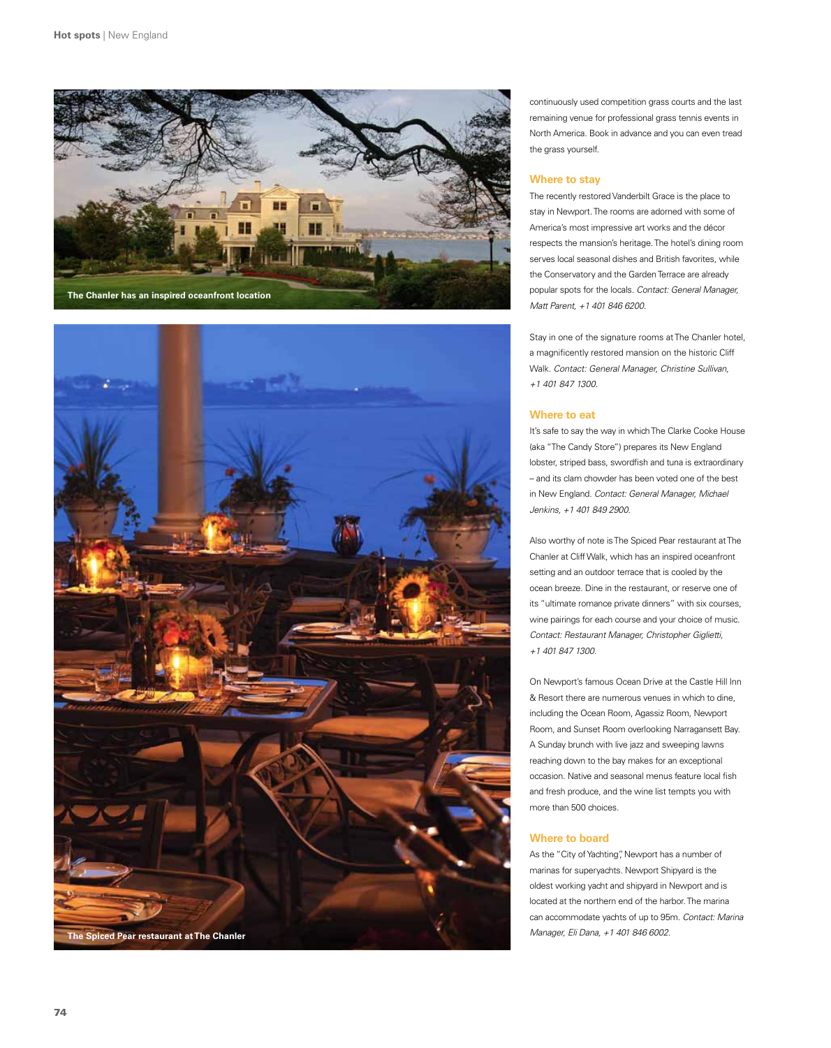The Chanler has an inspired oceanfront location

The Spiced Pear restaurant at The Chanler

continuously used competition grass courts and the last remaining venue for professional grass tennis events in North America. Book in advance and you can even tread the grass yourself.

## Where to stay

The recently restored Vanderbilt Grace is the place to stay in Newport. The rooms are adorned with some of America's most impressive art works and the décor respects the mansion's heritage. The hotel's dining room serves local seasonal dishes and British favorites, while the Conservatory and the Garden Terrace are already popular spots for the locals. *Contact: General Manager, Matt Parent, +1 401 846 6200.*

Stay in one of the signature rooms at The Chanler hotel, a magnificently restored mansion on the historic Cliff Walk. *Contact: General Manager, Christine Sullivan, +1 401 847 1300.*

## Where to eat

It's safe to say the way in which The Clarke Cooke House (aka "The Candy Store") prepares its New England lobster, striped bass, swordfish and tuna is extraordinary – and its clam chowder has been voted one of the best in New England. *Contact: General Manager, Michael Jenkins, +1 401 849 2900.*

Also worthy of note is The Spiced Pear restaurant at The Chanler at Cliff Walk, which has an inspired oceanfront setting and an outdoor terrace that is cooled by the ocean breeze. Dine in the restaurant, or reserve one of its "ultimate romance private dinners" with six courses, wine pairings for each course and your choice of music. *Contact: Restaurant Manager, Christopher Giglietti, +1 401 847 1300.*

On Newport's famous Ocean Drive at the Castle Hill Inn & Resort there are numerous venues in which to dine, including the Ocean Room, Agassiz Room, Newport Room, and Sunset Room overlooking Narragansett Bay. A Sunday brunch with live jazz and sweeping lawns reaching down to the bay makes for an exceptional occasion. Native and seasonal menus feature local fish and fresh produce, and the wine list tempts you with more than 500 choices.

## Where to board

As the "City of Yachting", Newport has a number of marinas for superyachts. Newport Shipyard is the oldest working yacht and shipyard in Newport and is located at the northern end of the harbor. The marina can accommodate yachts of up to 95m. *Contact: Marina Manager, Eli Dana, +1 401 846 6002.*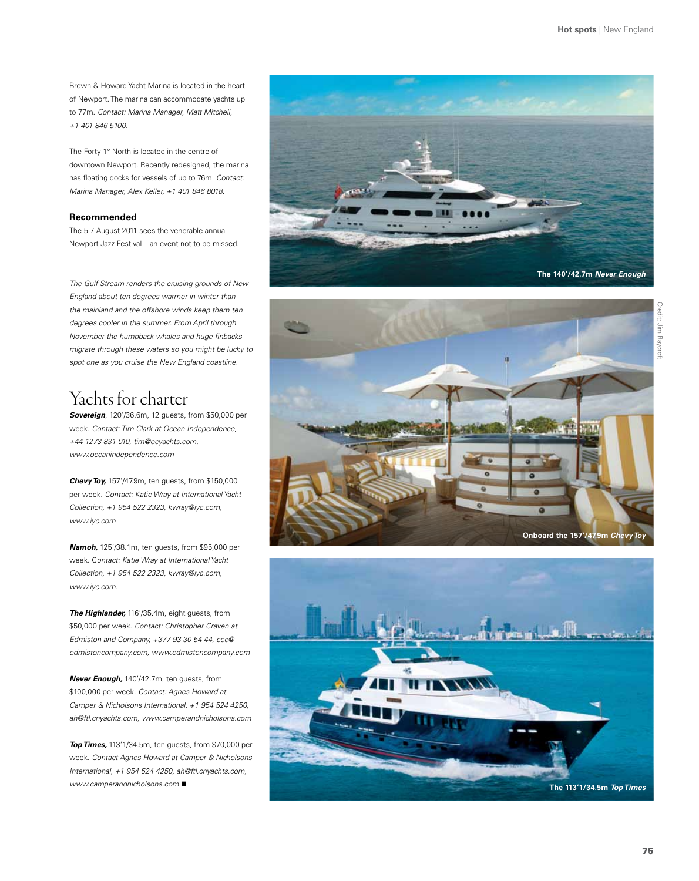Brown & Howard Yacht Marina is located in the heart of Newport. The marina can accommodate yachts up to 77m. *Contact: Marina Manager, Matt Mitchell, +1 401 846 5100.*

The Forty 1° North is located in the centre of downtown Newport. Recently redesigned, the marina has floating docks for vessels of up to 76m. *Contact: Marina Manager, Alex Keller, +1 401 846 8018.*

### Recommended

The 5-7 August 2011 sees the venerable annual Newport Jazz Festival – an event not to be missed.

*The Gulf Stream renders the cruising grounds of New England about ten degrees warmer in winter than the mainland and the offshore winds keep them ten degrees cooler in the summer. From April through November the humpback whales and huge finbacks migrate through these waters so you might be lucky to spot one as you cruise the New England coastline.*

## Yachts for charter

***Sovereign***, 120'/36.6m, 12 guests, from $50,000 per week. *Contact: Tim Clark at Ocean Independence, +44 1273 831 010, tim@ocyachts.com, www.oceanindependence.com*

***Chevy Toy,*** 157'/47.9m, ten guests, from $150,000 per week. *Contact: Katie Wray at International Yacht Collection, +1 954 522 2323, kwray@iyc.com, www.iyc.com*

***Namoh,*** 125'/38.1m, ten guests, from $95,000 per week. C*ontact: Katie Wray at International Yacht Collection, +1 954 522 2323, kwray@iyc.com, www.iyc.com.*

***The Highlander,*** 116'/35.4m, eight guests, from $50,000 per week. *Contact: Christopher Craven at Edmiston and Company, +377 93 30 54 44, cec@edmistoncompany.com, www.edmistoncompany.com*

***Never Enough,*** 140'/42.7m, ten guests, from $100,000 per week. *Contact: Agnes Howard at Camper & Nicholsons International, +1 954 524 4250, ah@ftl.cnyachts.com, www.camperandnicholsons.com*

***Top Times,*** 113'1/34.5m, ten guests, from $70,000 per week. *Contact Agnes Howard at Camper & Nicholsons International, +1 954 524 4250, ah@ftl.cnyachts.com, www.camperandnicholsons.com* ■

**The 140'/42.7m *Never Enough***

**Onboard the 157'/47.9m *Chevy Toy***

Credit: Jim Raycroft

**The 113'1/34.5m *Top Times***